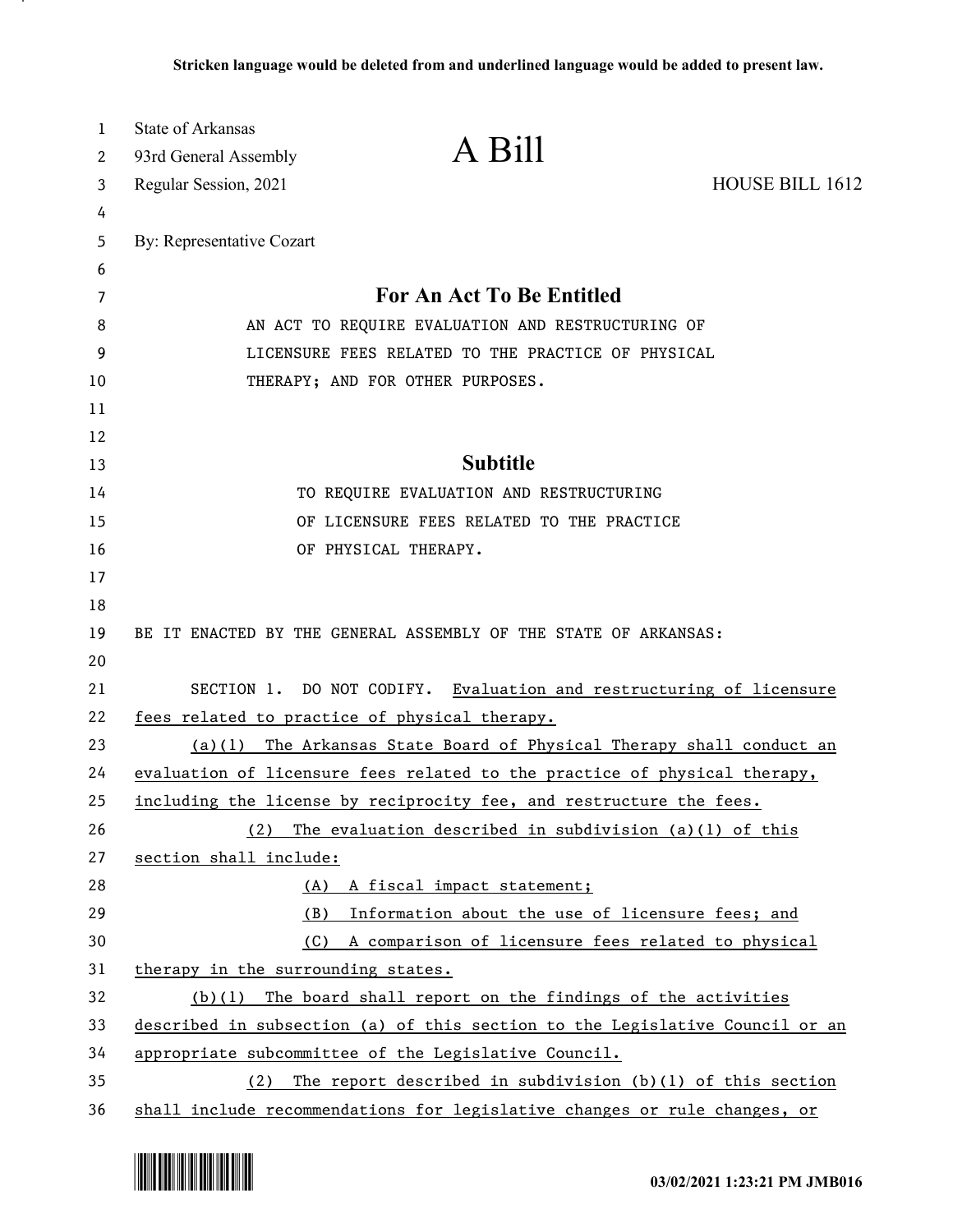**Stricken language would be deleted from and underlined language would be added to present law.**

State of Arkansas
93rd General Assembly
Regular Session, 2021

# A Bill

HOUSE BILL 1612

By: Representative Cozart

## For An Act To Be Entitled

AN ACT TO REQUIRE EVALUATION AND RESTRUCTURING OF LICENSURE FEES RELATED TO THE PRACTICE OF PHYSICAL THERAPY; AND FOR OTHER PURPOSES.

## Subtitle

TO REQUIRE EVALUATION AND RESTRUCTURING OF LICENSURE FEES RELATED TO THE PRACTICE OF PHYSICAL THERAPY.

BE IT ENACTED BY THE GENERAL ASSEMBLY OF THE STATE OF ARKANSAS:

SECTION 1. DO NOT CODIFY. <u>Evaluation and restructuring of licensure fees related to practice of physical therapy.</u>

<u>(a)(1) The Arkansas State Board of Physical Therapy shall conduct an evaluation of licensure fees related to the practice of physical therapy, including the license by reciprocity fee, and restructure the fees.</u>

<u>(2) The evaluation described in subdivision (a)(1) of this section shall include:</u>

<u>(A) A fiscal impact statement;</u>

<u>(B) Information about the use of licensure fees; and</u>

<u>(C) A comparison of licensure fees related to physical therapy in the surrounding states.</u>

<u>(b)(1) The board shall report on the findings of the activities described in subsection (a) of this section to the Legislative Council or an appropriate subcommittee of the Legislative Council.</u>

<u>(2) The report described in subdivision (b)(1) of this section shall include recommendations for legislative changes or rule changes, or</u>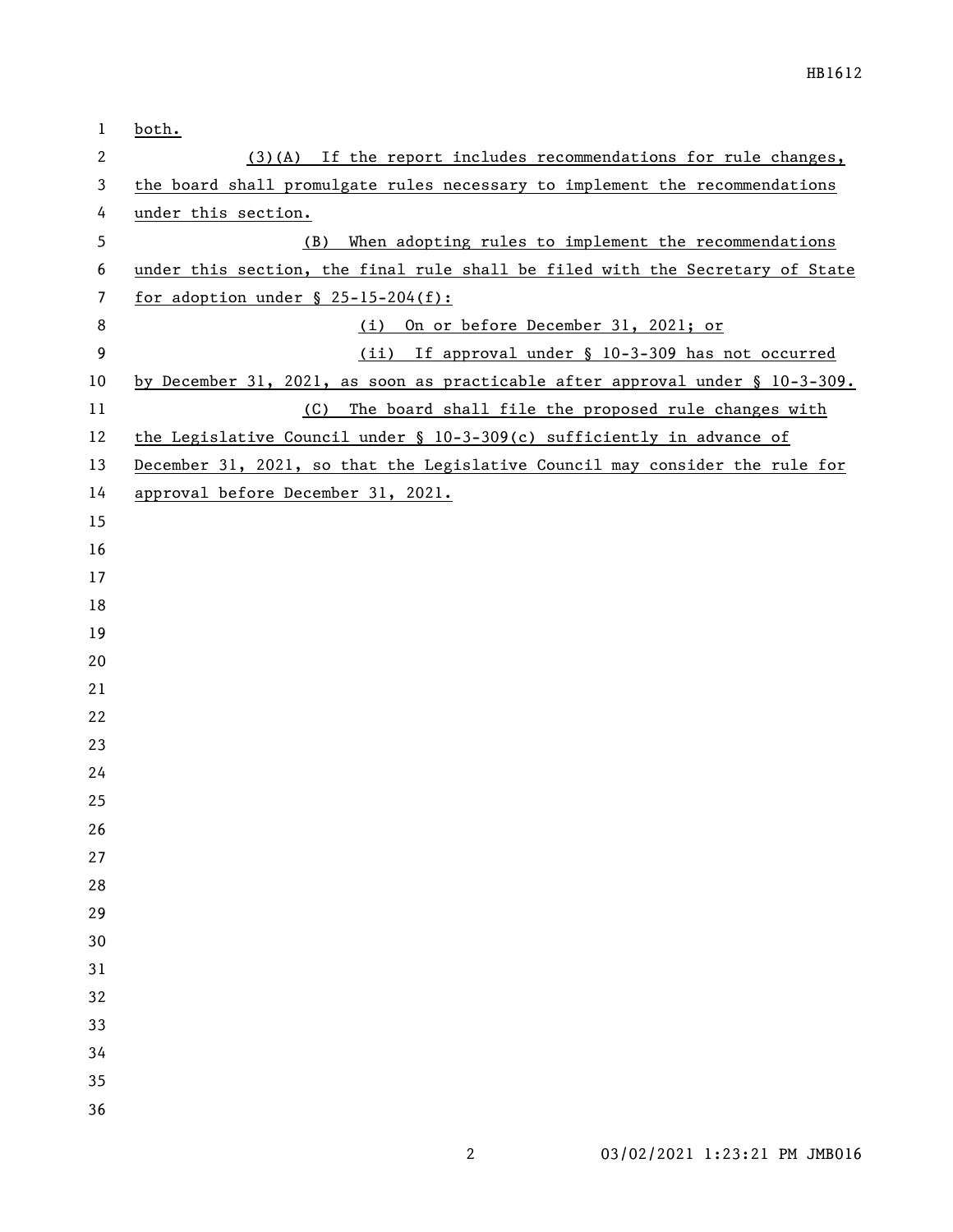both.

(3)(A) If the report includes recommendations for rule changes, the board shall promulgate rules necessary to implement the recommendations under this section.

(B) When adopting rules to implement the recommendations under this section, the final rule shall be filed with the Secretary of State for adoption under § 25-15-204(f):

(i) On or before December 31, 2021; or

(ii) If approval under § 10-3-309 has not occurred by December 31, 2021, as soon as practicable after approval under § 10-3-309.

(C) The board shall file the proposed rule changes with the Legislative Council under § 10-3-309(c) sufficiently in advance of December 31, 2021, so that the Legislative Council may consider the rule for approval before December 31, 2021.